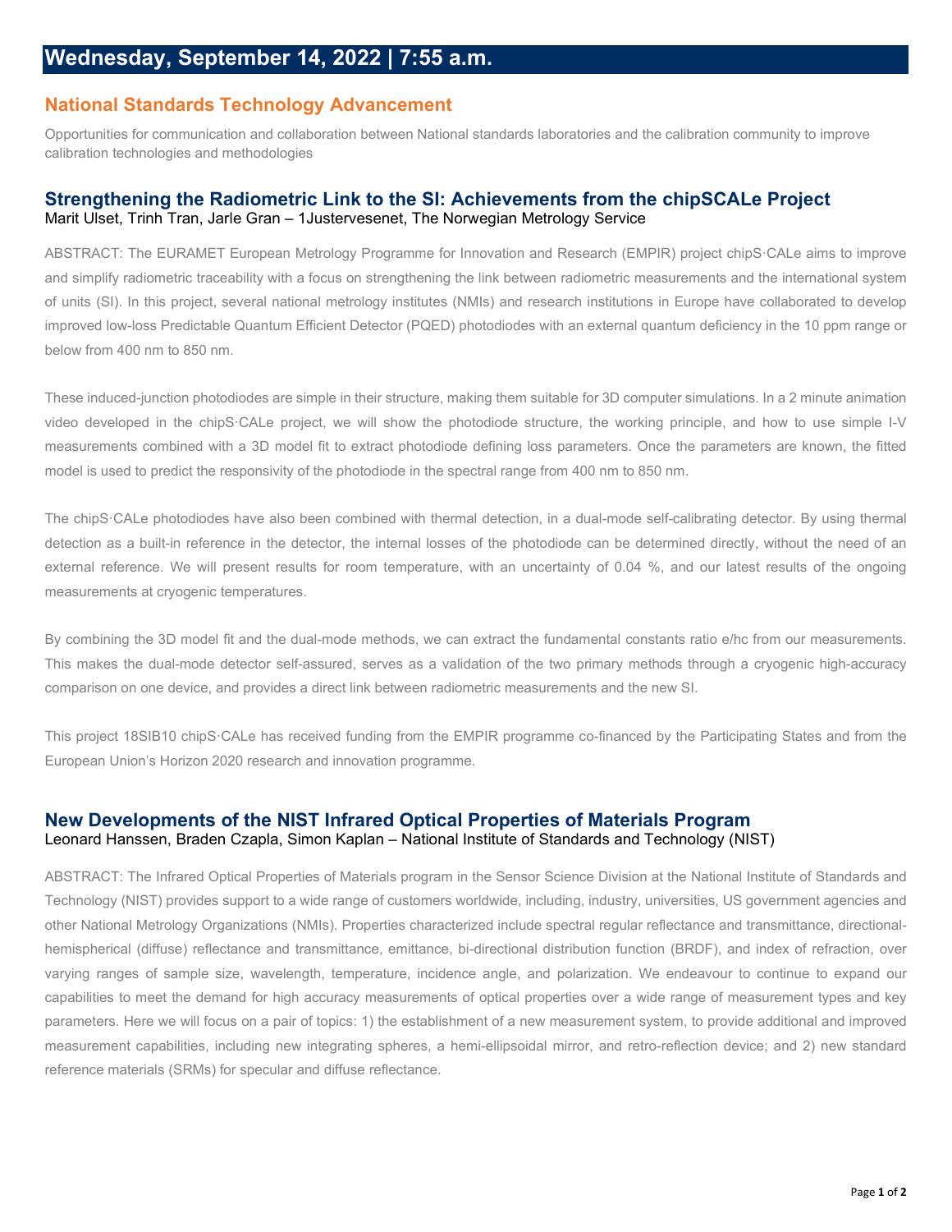# Wednesday, September 14, 2022 | 7:55 a.m.

## National Standards Technology Advancement

Opportunities for communication and collaboration between National standards laboratories and the calibration community to improve calibration technologies and methodologies

### Strengthening the Radiometric Link to the SI: Achievements from the chipSCALe Project

Marit Ulset, Trinh Tran, Jarle Gran – 1Justervesenet, The Norwegian Metrology Service

ABSTRACT: The EURAMET European Metrology Programme for Innovation and Research (EMPIR) project chipS·CALe aims to improve and simplify radiometric traceability with a focus on strengthening the link between radiometric measurements and the international system of units (SI). In this project, several national metrology institutes (NMIs) and research institutions in Europe have collaborated to develop improved low-loss Predictable Quantum Efficient Detector (PQED) photodiodes with an external quantum deficiency in the 10 ppm range or below from 400 nm to 850 nm.

These induced-junction photodiodes are simple in their structure, making them suitable for 3D computer simulations. In a 2 minute animation video developed in the chipS·CALe project, we will show the photodiode structure, the working principle, and how to use simple I-V measurements combined with a 3D model fit to extract photodiode defining loss parameters. Once the parameters are known, the fitted model is used to predict the responsivity of the photodiode in the spectral range from 400 nm to 850 nm.

The chipS·CALe photodiodes have also been combined with thermal detection, in a dual-mode self-calibrating detector. By using thermal detection as a built-in reference in the detector, the internal losses of the photodiode can be determined directly, without the need of an external reference. We will present results for room temperature, with an uncertainty of 0.04 %, and our latest results of the ongoing measurements at cryogenic temperatures.

By combining the 3D model fit and the dual-mode methods, we can extract the fundamental constants ratio e/hc from our measurements. This makes the dual-mode detector self-assured, serves as a validation of the two primary methods through a cryogenic high-accuracy comparison on one device, and provides a direct link between radiometric measurements and the new SI.

This project 18SIB10 chipS·CALe has received funding from the EMPIR programme co-financed by the Participating States and from the European Union's Horizon 2020 research and innovation programme.

### New Developments of the NIST Infrared Optical Properties of Materials Program

Leonard Hanssen, Braden Czapla, Simon Kaplan – National Institute of Standards and Technology (NIST)

ABSTRACT: The Infrared Optical Properties of Materials program in the Sensor Science Division at the National Institute of Standards and Technology (NIST) provides support to a wide range of customers worldwide, including, industry, universities, US government agencies and other National Metrology Organizations (NMIs). Properties characterized include spectral regular reflectance and transmittance, directional-hemispherical (diffuse) reflectance and transmittance, emittance, bi-directional distribution function (BRDF), and index of refraction, over varying ranges of sample size, wavelength, temperature, incidence angle, and polarization. We endeavour to continue to expand our capabilities to meet the demand for high accuracy measurements of optical properties over a wide range of measurement types and key parameters. Here we will focus on a pair of topics: 1) the establishment of a new measurement system, to provide additional and improved measurement capabilities, including new integrating spheres, a hemi-ellipsoidal mirror, and retro-reflection device; and 2) new standard reference materials (SRMs) for specular and diffuse reflectance.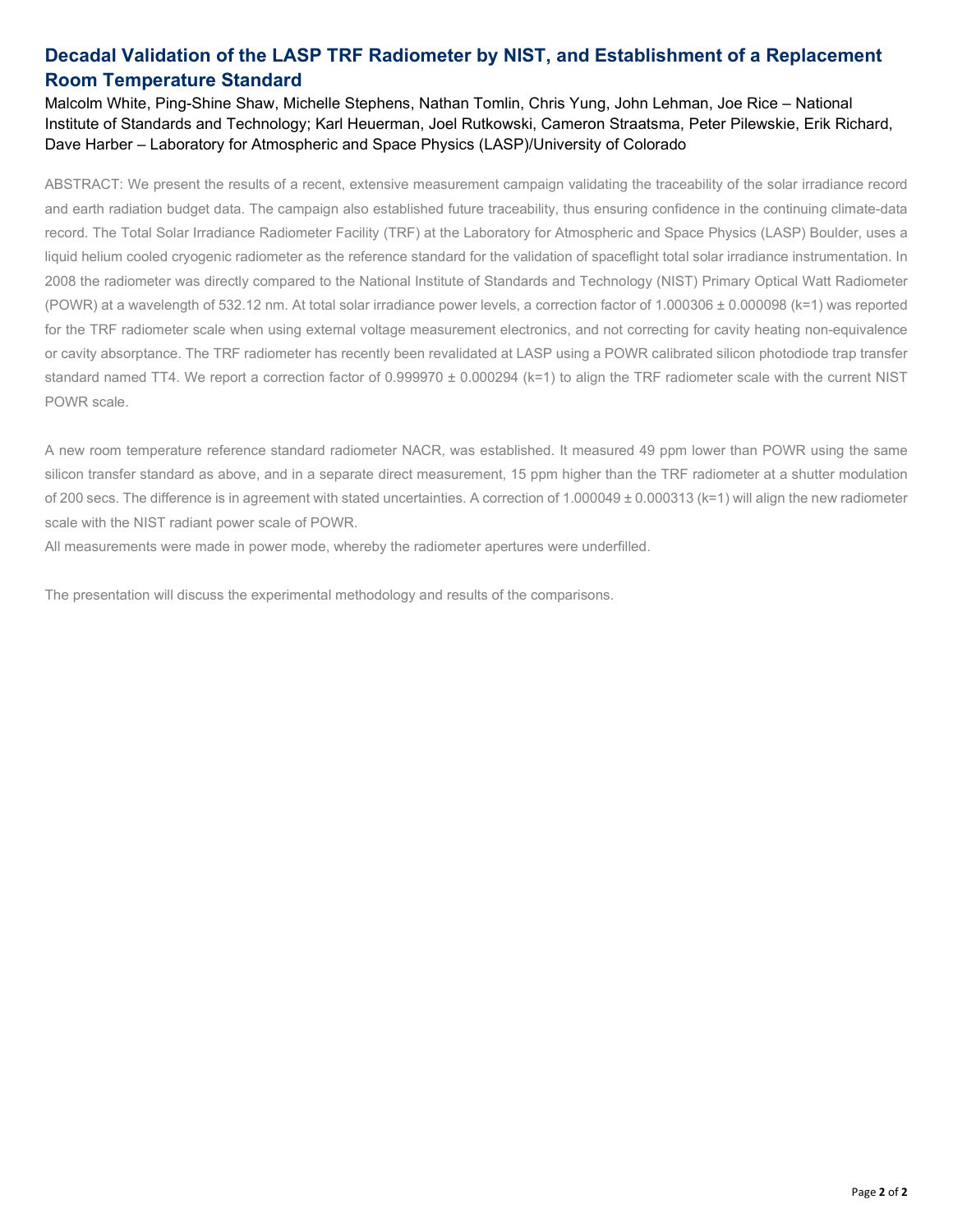# Decadal Validation of the LASP TRF Radiometer by NIST, and Establishment of a Replacement Room Temperature Standard

Malcolm White, Ping-Shine Shaw, Michelle Stephens, Nathan Tomlin, Chris Yung, John Lehman, Joe Rice – National Institute of Standards and Technology; Karl Heuerman, Joel Rutkowski, Cameron Straatsma, Peter Pilewskie, Erik Richard, Dave Harber – Laboratory for Atmospheric and Space Physics (LASP)/University of Colorado

ABSTRACT: We present the results of a recent, extensive measurement campaign validating the traceability of the solar irradiance record and earth radiation budget data. The campaign also established future traceability, thus ensuring confidence in the continuing climate-data record. The Total Solar Irradiance Radiometer Facility (TRF) at the Laboratory for Atmospheric and Space Physics (LASP) Boulder, uses a liquid helium cooled cryogenic radiometer as the reference standard for the validation of spaceflight total solar irradiance instrumentation. In 2008 the radiometer was directly compared to the National Institute of Standards and Technology (NIST) Primary Optical Watt Radiometer (POWR) at a wavelength of 532.12 nm. At total solar irradiance power levels, a correction factor of 1.000306 ± 0.000098 (k=1) was reported for the TRF radiometer scale when using external voltage measurement electronics, and not correcting for cavity heating non-equivalence or cavity absorptance. The TRF radiometer has recently been revalidated at LASP using a POWR calibrated silicon photodiode trap transfer standard named TT4. We report a correction factor of 0.999970 ± 0.000294 (k=1) to align the TRF radiometer scale with the current NIST POWR scale.

A new room temperature reference standard radiometer NACR, was established. It measured 49 ppm lower than POWR using the same silicon transfer standard as above, and in a separate direct measurement, 15 ppm higher than the TRF radiometer at a shutter modulation of 200 secs. The difference is in agreement with stated uncertainties. A correction of 1.000049 ± 0.000313 (k=1) will align the new radiometer scale with the NIST radiant power scale of POWR.

All measurements were made in power mode, whereby the radiometer apertures were underfilled.

The presentation will discuss the experimental methodology and results of the comparisons.